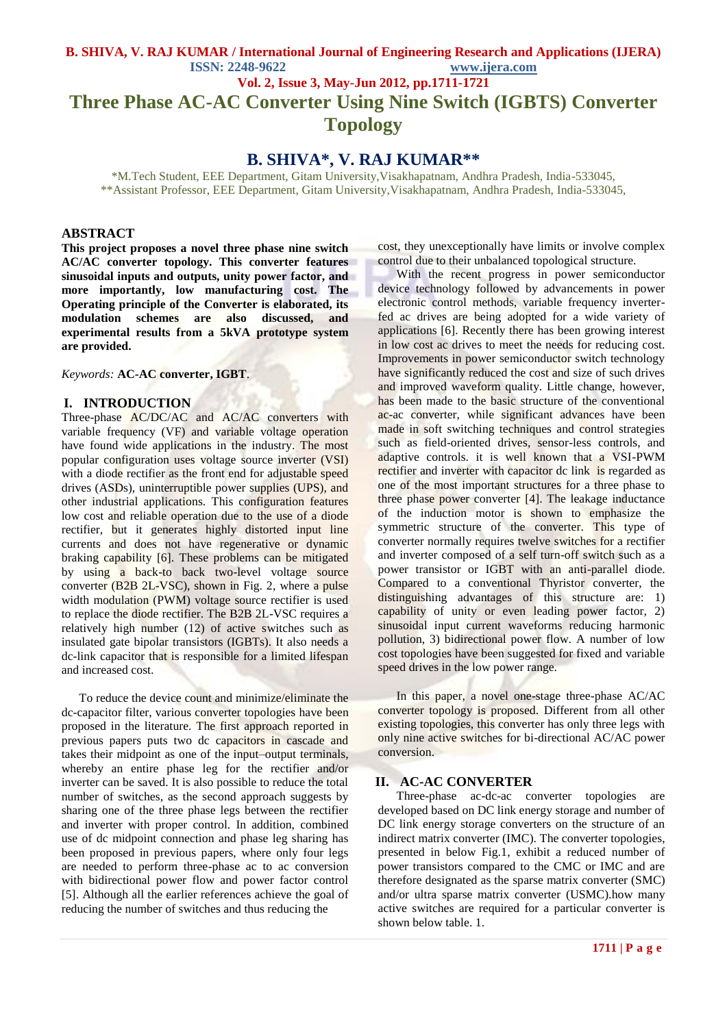# Three Phase AC-AC Converter Using Nine Switch (IGBTS) Converter Topology

## B. SHIVA*, V. RAJ KUMAR**

*M.Tech Student, EEE Department, Gitam University,Visakhapatnam, Andhra Pradesh, India-533045,
**Assistant Professor, EEE Department, Gitam University,Visakhapatnam, Andhra Pradesh, India-533045,

## ABSTRACT

**This project proposes a novel three phase nine switch AC/AC converter topology. This converter features sinusoidal inputs and outputs, unity power factor, and more importantly, low manufacturing cost. The Operating principle of the Converter is elaborated, its modulation schemes are also discussed, and experimental results from a 5kVA prototype system are provided.**

*Keywords:* **AC-AC converter, IGBT**.

## I. INTRODUCTION

Three-phase AC/DC/AC and AC/AC converters with variable frequency (VF) and variable voltage operation have found wide applications in the industry. The most popular configuration uses voltage source inverter (VSI) with a diode rectifier as the front end for adjustable speed drives (ASDs), uninterruptible power supplies (UPS), and other industrial applications. This configuration features low cost and reliable operation due to the use of a diode rectifier, but it generates highly distorted input line currents and does not have regenerative or dynamic braking capability [6]. These problems can be mitigated by using a back-to back two-level voltage source converter (B2B 2L-VSC), shown in Fig. 2, where a pulse width modulation (PWM) voltage source rectifier is used to replace the diode rectifier. The B2B 2L-VSC requires a relatively high number (12) of active switches such as insulated gate bipolar transistors (IGBTs). It also needs a dc-link capacitor that is responsible for a limited lifespan and increased cost.

To reduce the device count and minimize/eliminate the dc-capacitor filter, various converter topologies have been proposed in the literature. The first approach reported in previous papers puts two dc capacitors in cascade and takes their midpoint as one of the input–output terminals, whereby an entire phase leg for the rectifier and/or inverter can be saved. It is also possible to reduce the total number of switches, as the second approach suggests by sharing one of the three phase legs between the rectifier and inverter with proper control. In addition, combined use of dc midpoint connection and phase leg sharing has been proposed in previous papers, where only four legs are needed to perform three-phase ac to ac conversion with bidirectional power flow and power factor control [5]. Although all the earlier references achieve the goal of reducing the number of switches and thus reducing the cost, they unexceptionally have limits or involve complex control due to their unbalanced topological structure.

With the recent progress in power semiconductor device technology followed by advancements in power electronic control methods, variable frequency inverter-fed ac drives are being adopted for a wide variety of applications [6]. Recently there has been growing interest in low cost ac drives to meet the needs for reducing cost. Improvements in power semiconductor switch technology have significantly reduced the cost and size of such drives and improved waveform quality. Little change, however, has been made to the basic structure of the conventional ac-ac converter, while significant advances have been made in soft switching techniques and control strategies such as field-oriented drives, sensor-less controls, and adaptive controls. it is well known that a VSI-PWM rectifier and inverter with capacitor dc link is regarded as one of the most important structures for a three phase to three phase power converter [4]. The leakage inductance of the induction motor is shown to emphasize the symmetric structure of the converter. This type of converter normally requires twelve switches for a rectifier and inverter composed of a self turn-off switch such as a power transistor or IGBT with an anti-parallel diode. Compared to a conventional Thyristor converter, the distinguishing advantages of this structure are: 1) capability of unity or even leading power factor, 2) sinusoidal input current waveforms reducing harmonic pollution, 3) bidirectional power flow. A number of low cost topologies have been suggested for fixed and variable speed drives in the low power range.

In this paper, a novel one-stage three-phase AC/AC converter topology is proposed. Different from all other existing topologies, this converter has only three legs with only nine active switches for bi-directional AC/AC power conversion.

## II. AC-AC CONVERTER

Three-phase ac-dc-ac converter topologies are developed based on DC link energy storage and number of DC link energy storage converters on the structure of an indirect matrix converter (IMC). The converter topologies, presented in below Fig.1, exhibit a reduced number of power transistors compared to the CMC or IMC and are therefore designated as the sparse matrix converter (SMC) and/or ultra sparse matrix converter (USMC).how many active switches are required for a particular converter is shown below table. 1.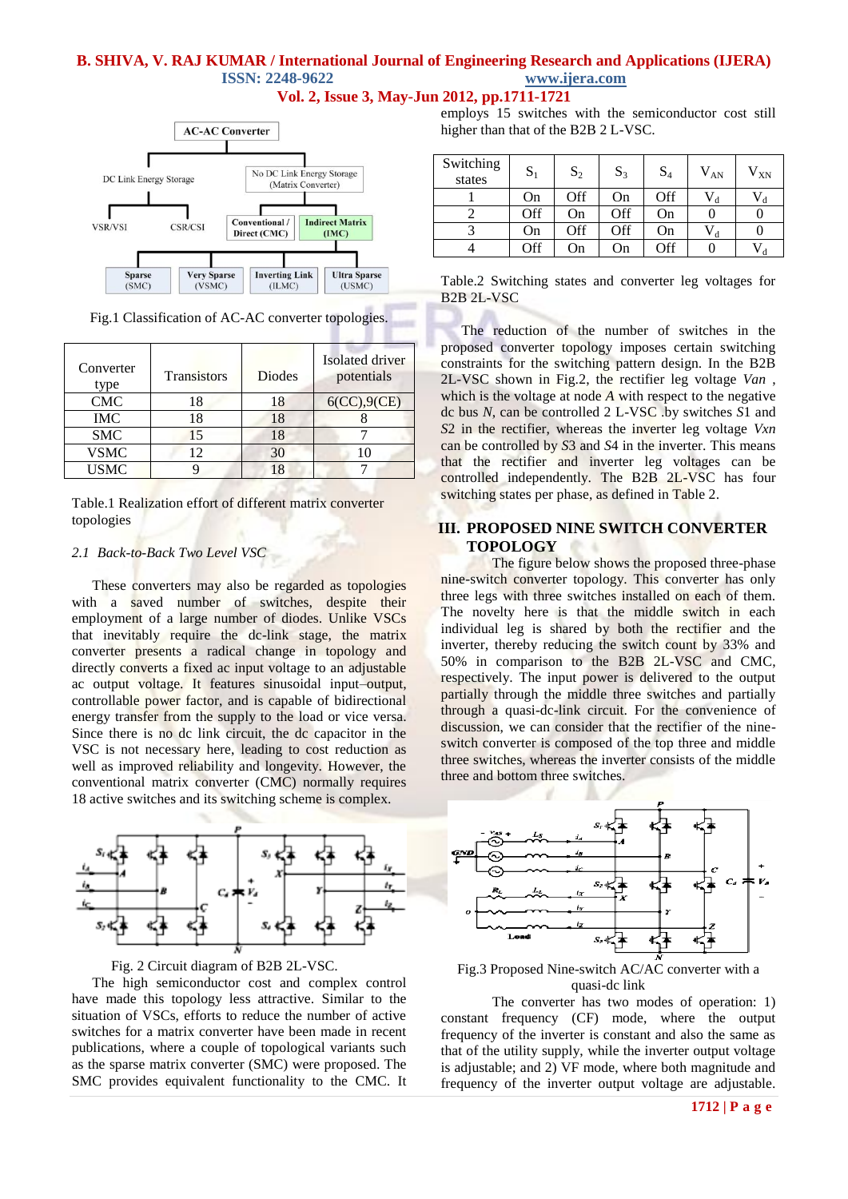Fig.1 Classification of AC-AC converter topologies.

| Converter type | Transistors | Diodes | Isolated driver potentials |
|---|---|---|---|
| CMC | 18 | 18 | 6(CC),9(CE) |
| IMC | 18 | 18 | 8 |
| SMC | 15 | 18 | 7 |
| VSMC | 12 | 30 | 10 |
| USMC | 9 | 18 | 7 |

Table.1 Realization effort of different matrix converter topologies

### *2.1 Back-to-Back Two Level VSC*

These converters may also be regarded as topologies with a saved number of switches, despite their employment of a large number of diodes. Unlike VSCs that inevitably require the dc-link stage, the matrix converter presents a radical change in topology and directly converts a fixed ac input voltage to an adjustable ac output voltage. It features sinusoidal input–output, controllable power factor, and is capable of bidirectional energy transfer from the supply to the load or vice versa. Since there is no dc link circuit, the dc capacitor in the VSC is not necessary here, leading to cost reduction as well as improved reliability and longevity. However, the conventional matrix converter (CMC) normally requires 18 active switches and its switching scheme is complex.

Fig. 2 Circuit diagram of B2B 2L-VSC.

The high semiconductor cost and complex control have made this topology less attractive. Similar to the situation of VSCs, efforts to reduce the number of active switches for a matrix converter have been made in recent publications, where a couple of topological variants such as the sparse matrix converter (SMC) were proposed. The SMC provides equivalent functionality to the CMC. It employs 15 switches with the semiconductor cost still higher than that of the B2B 2 L-VSC.

| Switching states | $S_1$ | $S_2$ | $S_3$ | $S_4$ | $V_{AN}$ | $V_{XN}$ |
|---|---|---|---|---|---|---|
| 1 | On | Off | On | Off | $V_d$ | $V_d$ |
| 2 | Off | On | Off | On | 0 | 0 |
| 3 | On | Off | Off | On | $V_d$ | 0 |
| 4 | Off | On | On | Off | 0 | $V_d$ |

Table.2 Switching states and converter leg voltages for B2B 2L-VSC

The reduction of the number of switches in the proposed converter topology imposes certain switching constraints for the switching pattern design. In the B2B 2L-VSC shown in Fig.2, the rectifier leg voltage *Van* , which is the voltage at node *A* with respect to the negative dc bus *N*, can be controlled 2 L-VSC .by switches *S1* and *S2* in the rectifier, whereas the inverter leg voltage *Vxn* can be controlled by *S3* and *S4* in the inverter. This means that the rectifier and inverter leg voltages can be controlled independently. The B2B 2L-VSC has four switching states per phase, as defined in Table 2.

## III. PROPOSED NINE SWITCH CONVERTER TOPOLOGY

The figure below shows the proposed three-phase nine-switch converter topology. This converter has only three legs with three switches installed on each of them. The novelty here is that the middle switch in each individual leg is shared by both the rectifier and the inverter, thereby reducing the switch count by 33% and 50% in comparison to the B2B 2L-VSC and CMC, respectively. The input power is delivered to the output partially through the middle three switches and partially through a quasi-dc-link circuit. For the convenience of discussion, we can consider that the rectifier of the nine-switch converter is composed of the top three and middle three switches, whereas the inverter consists of the middle three and bottom three switches.

Fig.3 Proposed Nine-switch AC/AC converter with a quasi-dc link

The converter has two modes of operation: 1) constant frequency (CF) mode, where the output frequency of the inverter is constant and also the same as that of the utility supply, while the inverter output voltage is adjustable; and 2) VF mode, where both magnitude and frequency of the inverter output voltage are adjustable.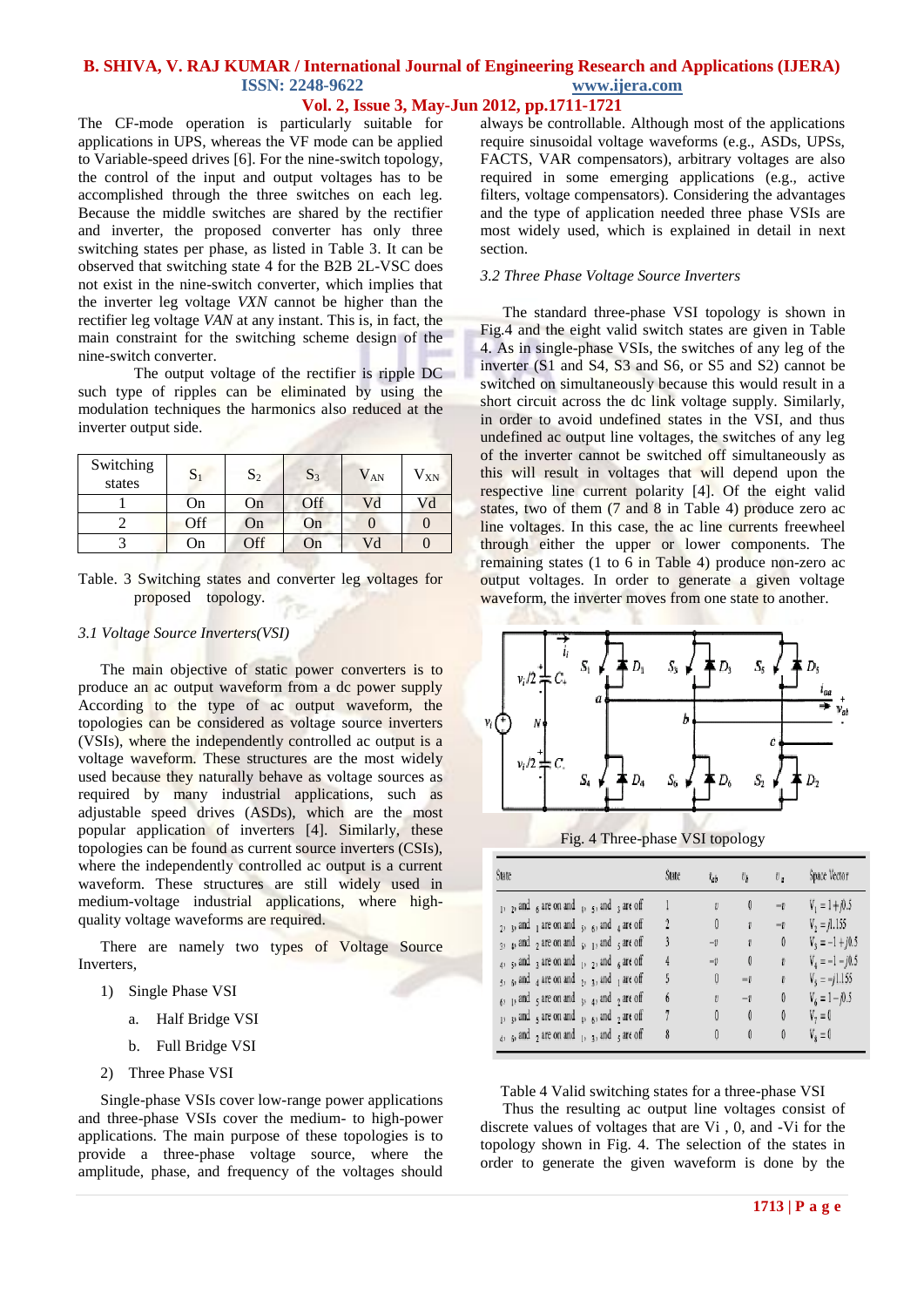The CF-mode operation is particularly suitable for applications in UPS, whereas the VF mode can be applied to Variable-speed drives [6]. For the nine-switch topology, the control of the input and output voltages has to be accomplished through the three switches on each leg. Because the middle switches are shared by the rectifier and inverter, the proposed converter has only three switching states per phase, as listed in Table 3. It can be observed that switching state 4 for the B2B 2L-VSC does not exist in the nine-switch converter, which implies that the inverter leg voltage *VXN* cannot be higher than the rectifier leg voltage *VAN* at any instant. This is, in fact, the main constraint for the switching scheme design of the nine-switch converter.

The output voltage of the rectifier is ripple DC such type of ripples can be eliminated by using the modulation techniques the harmonics also reduced at the inverter output side.

| Switching states | $S_1$ | $S_2$ | $S_3$ | $V_{AN}$ | $V_{XN}$ |
|---|---|---|---|---|---|
| 1 | On | On | Off | Vd | Vd |
| 2 | Off | On | On | 0 | 0 |
| 3 | On | Off | On | Vd | 0 |

Table. 3 Switching states and converter leg voltages for proposed topology.

### *3.1 Voltage Source Inverters(VSI)*

The main objective of static power converters is to produce an ac output waveform from a dc power supply According to the type of ac output waveform, the topologies can be considered as voltage source inverters (VSIs), where the independently controlled ac output is a voltage waveform. These structures are the most widely used because they naturally behave as voltage sources as required by many industrial applications, such as adjustable speed drives (ASDs), which are the most popular application of inverters [4]. Similarly, these topologies can be found as current source inverters (CSIs), where the independently controlled ac output is a current waveform. These structures are still widely used in medium-voltage industrial applications, where high-quality voltage waveforms are required.

There are namely two types of Voltage Source Inverters,

1) Single Phase VSI
   a. Half Bridge VSI
   b. Full Bridge VSI
2) Three Phase VSI

Single-phase VSIs cover low-range power applications and three-phase VSIs cover the medium- to high-power applications. The main purpose of these topologies is to provide a three-phase voltage source, where the amplitude, phase, and frequency of the voltages should always be controllable. Although most of the applications require sinusoidal voltage waveforms (e.g., ASDs, UPSs, FACTS, VAR compensators), arbitrary voltages are also required in some emerging applications (e.g., active filters, voltage compensators). Considering the advantages and the type of application needed three phase VSIs are most widely used, which is explained in detail in next section.

### *3.2 Three Phase Voltage Source Inverters*

The standard three-phase VSI topology is shown in Fig.4 and the eight valid switch states are given in Table 4. As in single-phase VSIs, the switches of any leg of the inverter (S1 and S4, S3 and S6, or S5 and S2) cannot be switched on simultaneously because this would result in a short circuit across the dc link voltage supply. Similarly, in order to avoid undefined states in the VSI, and thus undefined ac output line voltages, the switches of any leg of the inverter cannot be switched off simultaneously as this will result in voltages that will depend upon the respective line current polarity [4]. Of the eight valid states, two of them (7 and 8 in Table 4) produce zero ac line voltages. In this case, the ac line currents freewheel through either the upper or lower components. The remaining states (1 to 6 in Table 4) produce non-zero ac output voltages. In order to generate a given voltage waveform, the inverter moves from one state to another.

Fig. 4 Three-phase VSI topology

| State | State | $v_{ab}$ | $v_b$ | $v_a$ | Space Vector |
|---|---|---|---|---|---|
| 1, 2 and 6 are on and 4, 5 and 3 are off | 1 | $v_i$ | 0 | $-v_i$ | $V_1 = 1 + j0.5$ |
| 2, 3 and 1 are on and 5, 6 and 4 are off | 2 | 0 | $v_i$ | $-v_i$ | $V_2 = j1.155$ |
| 3, 4 and 2 are on and 6, 1 and 5 are off | 3 | $-v_i$ | $v_i$ | 0 | $V_3 = -1 + j0.5$ |
| 4, 5 and 3 are on and 1, 2 and 6 are off | 4 | $-v_i$ | 0 | $v_i$ | $V_4 = -1 - j0.5$ |
| 5, 6 and 4 are on and 2, 3 and 1 are off | 5 | 0 | $-v_i$ | $v_i$ | $V_5 = -j1.155$ |
| 6, 1 and 5 are on and 3, 4 and 2 are off | 6 | $v_i$ | $-v_i$ | 0 | $V_6 = 1 - j0.5$ |
| 1, 3 and 5 are on and 4, 6 and 2 are off | 7 | 0 | 0 | 0 | $V_7 = 0$ |
| 4, 6 and 2 are on and 1, 3 and 5 are off | 8 | 0 | 0 | 0 | $V_8 = 0$ |

Table 4 Valid switching states for a three-phase VSI

Thus the resulting ac output line voltages consist of discrete values of voltages that are Vi , 0, and -Vi for the topology shown in Fig. 4. The selection of the states in order to generate the given waveform is done by the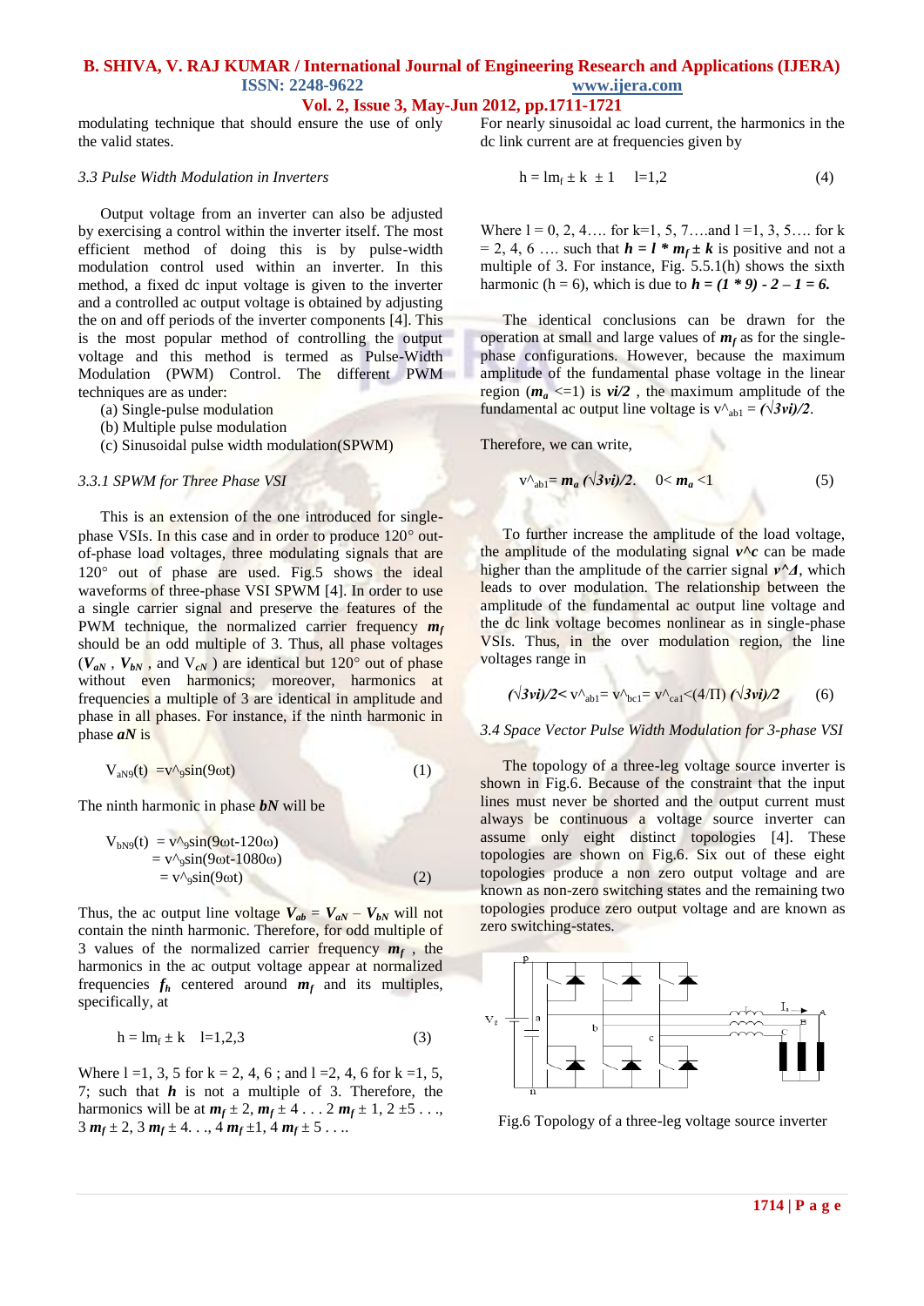modulating technique that should ensure the use of only the valid states.

*3.3 Pulse Width Modulation in Inverters*

Output voltage from an inverter can also be adjusted by exercising a control within the inverter itself. The most efficient method of doing this is by pulse-width modulation control used within an inverter. In this method, a fixed dc input voltage is given to the inverter and a controlled ac output voltage is obtained by adjusting the on and off periods of the inverter components [4]. This is the most popular method of controlling the output voltage and this method is termed as Pulse-Width Modulation (PWM) Control. The different PWM techniques are as under:

(a) Single-pulse modulation
(b) Multiple pulse modulation
(c) Sinusoidal pulse width modulation(SPWM)

*3.3.1 SPWM for Three Phase VSI*

This is an extension of the one introduced for single-phase VSIs. In this case and in order to produce 120° out-of-phase load voltages, three modulating signals that are 120° out of phase are used. Fig.5 shows the ideal waveforms of three-phase VSI SPWM [4]. In order to use a single carrier signal and preserve the features of the PWM technique, the normalized carrier frequency $m_f$ should be an odd multiple of 3. Thus, all phase voltages ($V_{aN}$ , $V_{bN}$ , and $V_{cN}$ ) are identical but 120° out of phase without even harmonics; moreover, harmonics at frequencies a multiple of 3 are identical in amplitude and phase in all phases. For instance, if the ninth harmonic in phase ***aN*** is

$$V_{aN9}(t) = \hat{v}_9 \sin(9\omega t) \qquad (1)$$

The ninth harmonic in phase ***bN*** will be

$$\begin{aligned} V_{bN9}(t) &= \hat{v}_9 \sin(9\omega t - 120\omega) \\ &= \hat{v}_9 \sin(9\omega t - 1080\omega) \\ &= \hat{v}_9 \sin(9\omega t) \end{aligned} \qquad (2)$$

Thus, the ac output line voltage $V_{ab} = V_{aN} - V_{bN}$ will not contain the ninth harmonic. Therefore, for odd multiple of 3 values of the normalized carrier frequency $m_f$ , the harmonics in the ac output voltage appear at normalized frequencies $f_h$ centered around $m_f$ and its multiples, specifically, at

$$h = l m_f \pm k \quad l=1,2,3 \qquad (3)$$

Where l =1, 3, 5 for k = 2, 4, 6 ; and l =2, 4, 6 for k =1, 5, 7; such that $h$ is not a multiple of 3. Therefore, the harmonics will be at $m_f \pm 2$, $m_f \pm 4$ . . . $2\, m_f \pm 1$, $2 \pm 5$ . . ., $3\, m_f \pm 2$, $3\, m_f \pm 4$. . ., $4\, m_f \pm 1$, $4\, m_f \pm 5$ . . ..

For nearly sinusoidal ac load current, the harmonics in the dc link current are at frequencies given by

$$h = l m_f \pm k \ \pm 1 \quad l=1,2 \qquad (4)$$

Where l = 0, 2, 4…. for k=1, 5, 7….and l =1, 3, 5…. for k = 2, 4, 6 …. such that $h = l * m_f \pm k$ is positive and not a multiple of 3. For instance, Fig. 5.5.1(h) shows the sixth harmonic (h = 6), which is due to $h = (1 * 9) - 2 - 1 = 6.$

The identical conclusions can be drawn for the operation at small and large values of $m_f$ as for the single-phase configurations. However, because the maximum amplitude of the fundamental phase voltage in the linear region ($m_a$ <=1) is $vi/2$ , the maximum amplitude of the fundamental ac output line voltage is $\hat{v}_{ab1} = (\sqrt{3}vi)/2$.

Therefore, we can write,

$$\hat{v}_{ab1} = m_a (\sqrt{3}vi)/2. \quad 0 < m_a < 1 \qquad (5)$$

To further increase the amplitude of the load voltage, the amplitude of the modulating signal $\hat{v}c$ can be made higher than the amplitude of the carrier signal $\hat{v}\Delta$, which leads to over modulation. The relationship between the amplitude of the fundamental ac output line voltage and the dc link voltage becomes nonlinear as in single-phase VSIs. Thus, in the over modulation region, the line voltages range in

$$(\sqrt{3}vi)/2 < \hat{v}_{ab1} = \hat{v}_{bc1} = \hat{v}_{ca1} < (4/\Pi)\,(\sqrt{3}vi)/2 \qquad (6)$$

*3.4 Space Vector Pulse Width Modulation for 3-phase VSI*

The topology of a three-leg voltage source inverter is shown in Fig.6. Because of the constraint that the input lines must never be shorted and the output current must always be continuous a voltage source inverter can assume only eight distinct topologies [4]. These topologies are shown on Fig.6. Six out of these eight topologies produce a non zero output voltage and are known as non-zero switching states and the remaining two topologies produce zero output voltage and are known as zero switching-states.

Fig.6 Topology of a three-leg voltage source inverter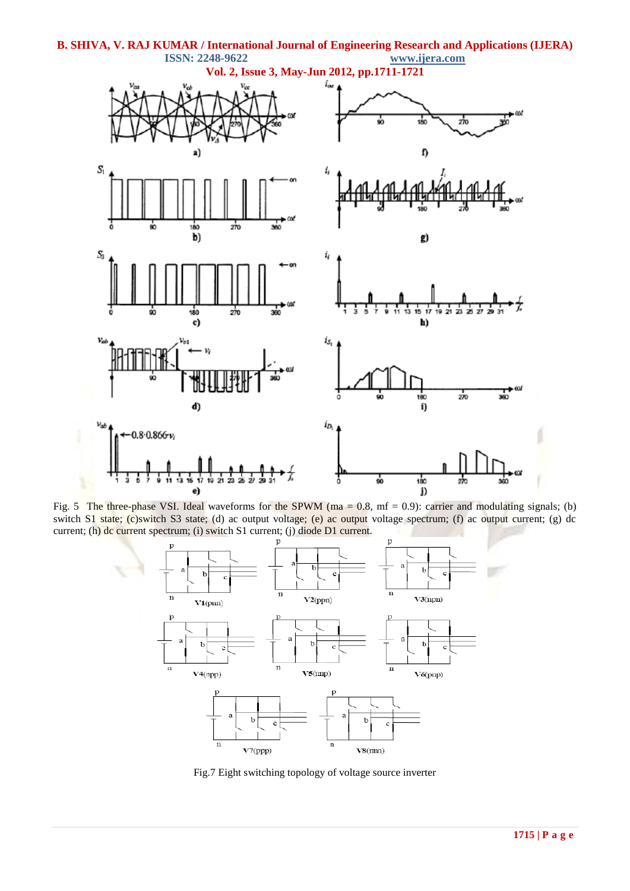Fig. 5 The three-phase VSI. Ideal waveforms for the SPWM (ma = 0.8, mf = 0.9): carrier and modulating signals; (b) switch S1 state; (c)switch S3 state; (d) ac output voltage; (e) ac output voltage spectrum; (f) ac output current; (g) dc current; (h) dc current spectrum; (i) switch S1 current; (j) diode D1 current.

Fig.7 Eight switching topology of voltage source inverter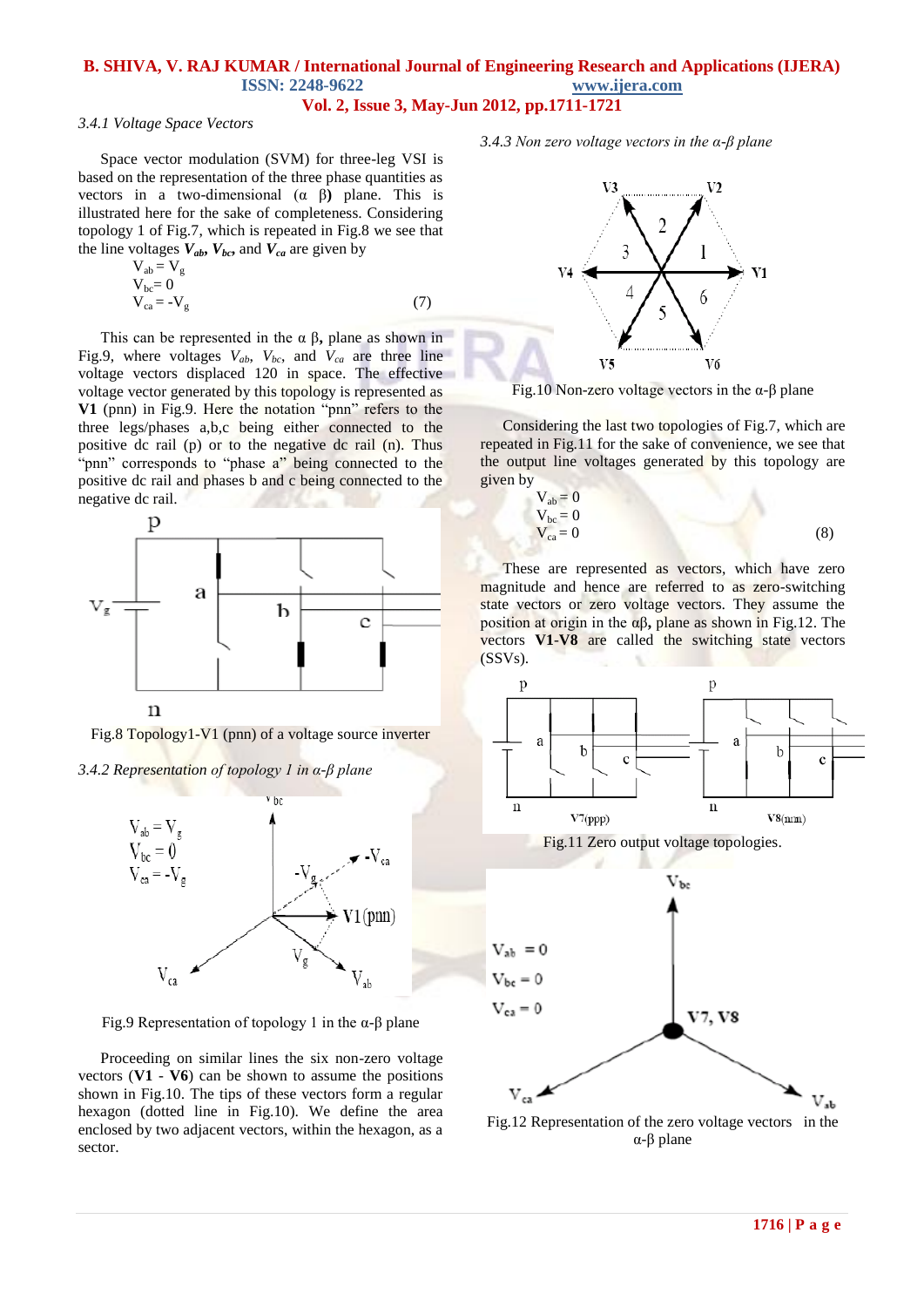*3.4.1 Voltage Space Vectors*

Space vector modulation (SVM) for three-leg VSI is based on the representation of the three phase quantities as vectors in a two-dimensional (α β) plane. This is illustrated here for the sake of completeness. Considering topology 1 of Fig.7, which is repeated in Fig.8 we see that the line voltages $V_{ab}$, $V_{bc}$, and $V_{ca}$ are given by

$$V_{ab} = V_g$$
$$V_{bc} = 0$$
$$V_{ca} = -V_g \quad (7)$$

This can be represented in the α β, plane as shown in Fig.9, where voltages $V_{ab}$, $V_{bc}$, and $V_{ca}$ are three line voltage vectors displaced 120 in space. The effective voltage vector generated by this topology is represented as **V1** (pnn) in Fig.9. Here the notation "pnn" refers to the three legs/phases a,b,c being either connected to the positive dc rail (p) or to the negative dc rail (n). Thus "pnn" corresponds to "phase a" being connected to the positive dc rail and phases b and c being connected to the negative dc rail.

Fig.8 Topology1-V1 (pnn) of a voltage source inverter

*3.4.2 Representation of topology 1 in α-β plane*

Fig.9 Representation of topology 1 in the α-β plane

Proceeding on similar lines the six non-zero voltage vectors (**V1** - **V6**) can be shown to assume the positions shown in Fig.10. The tips of these vectors form a regular hexagon (dotted line in Fig.10). We define the area enclosed by two adjacent vectors, within the hexagon, as a sector.

*3.4.3 Non zero voltage vectors in the α-β plane*

Fig.10 Non-zero voltage vectors in the α-β plane

Considering the last two topologies of Fig.7, which are repeated in Fig.11 for the sake of convenience, we see that the output line voltages generated by this topology are given by

$$V_{ab} = 0$$
$$V_{bc} = 0$$
$$V_{ca} = 0 \quad (8)$$

These are represented as vectors, which have zero magnitude and hence are referred to as zero-switching state vectors or zero voltage vectors. They assume the position at origin in the αβ, plane as shown in Fig.12. The vectors **V1**-**V8** are called the switching state vectors (SSVs).

Fig.11 Zero output voltage topologies.

Fig.12 Representation of the zero voltage vectors in the α-β plane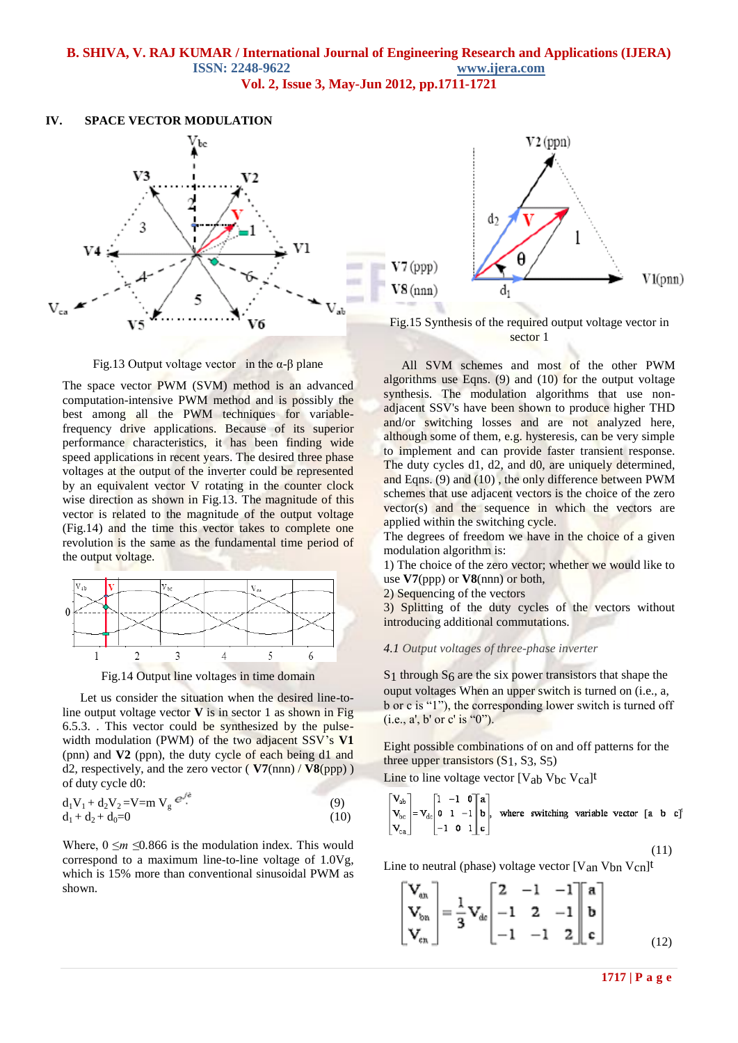## IV. SPACE VECTOR MODULATION

Fig.13 Output voltage vector in the α-β plane

The space vector PWM (SVM) method is an advanced computation-intensive PWM method and is possibly the best among all the PWM techniques for variable-frequency drive applications. Because of its superior performance characteristics, it has been finding wide speed applications in recent years. The desired three phase voltages at the output of the inverter could be represented by an equivalent vector V rotating in the counter clock wise direction as shown in Fig.13. The magnitude of this vector is related to the magnitude of the output voltage (Fig.14) and the time this vector takes to complete one revolution is the same as the fundamental time period of the output voltage.

Fig.14 Output line voltages in time domain

Let us consider the situation when the desired line-to-line output voltage vector **V** is in sector 1 as shown in Fig 6.5.3. . This vector could be synthesized by the pulse-width modulation (PWM) of the two adjacent SSV's **V1** (pnn) and **V2** (ppn), the duty cycle of each being d1 and d2, respectively, and the zero vector ( **V7**(nnn) / **V8**(ppp) ) of duty cycle d0:

$$d_1V_1 + d_2V_2 = V = m\, V_g\, e^{j\theta} \qquad (9)$$

$$d_1 + d_2 + d_0 = 0 \qquad (10)$$

Where, $0 \leq m \leq 0.866$ is the modulation index. This would correspond to a maximum line-to-line voltage of 1.0Vg, which is 15% more than conventional sinusoidal PWM as shown.

Fig.15 Synthesis of the required output voltage vector in sector 1

All SVM schemes and most of the other PWM algorithms use Eqns. (9) and (10) for the output voltage synthesis. The modulation algorithms that use non-adjacent SSV's have been shown to produce higher THD and/or switching losses and are not analyzed here, although some of them, e.g. hysteresis, can be very simple to implement and can provide faster transient response. The duty cycles d1, d2, and d0, are uniquely determined, and Eqns. (9) and (10) , the only difference between PWM schemes that use adjacent vectors is the choice of the zero vector(s) and the sequence in which the vectors are applied within the switching cycle.

The degrees of freedom we have in the choice of a given modulation algorithm is:

1) The choice of the zero vector; whether we would like to use **V7**(ppp) or **V8**(nnn) or both,

2) Sequencing of the vectors

3) Splitting of the duty cycles of the vectors without introducing additional commutations.

### *4.1 Output voltages of three-phase inverter*

$S_1$ through $S_6$ are the six power transistors that shape the ouput voltages When an upper switch is turned on (i.e., a, b or c is "1"), the corresponding lower switch is turned off (i.e., a', b' or c' is "0").

Eight possible combinations of on and off patterns for the three upper transistors ($S_1$, $S_3$, $S_5$)

Line to line voltage vector $[V_{ab}\ V_{bc}\ V_{ca}]^t$

$$\begin{bmatrix} V_{ab} \\ V_{bc} \\ V_{ca} \end{bmatrix} = V_{dc} \begin{bmatrix} 1 & -1 & 0 \\ 0 & 1 & -1 \\ -1 & 0 & 1 \end{bmatrix} \begin{bmatrix} a \\ b \\ c \end{bmatrix}, \quad \text{where switching variable vector } [a\ b\ c]^t \qquad (11)$$

Line to neutral (phase) voltage vector $[V_{an}\ V_{bn}\ V_{cn}]^t$

$$\begin{bmatrix} V_{an} \\ V_{bn} \\ V_{cn} \end{bmatrix} = \frac{1}{3} V_{dc} \begin{bmatrix} 2 & -1 & -1 \\ -1 & 2 & -1 \\ -1 & -1 & 2 \end{bmatrix} \begin{bmatrix} a \\ b \\ c \end{bmatrix} \qquad (12)$$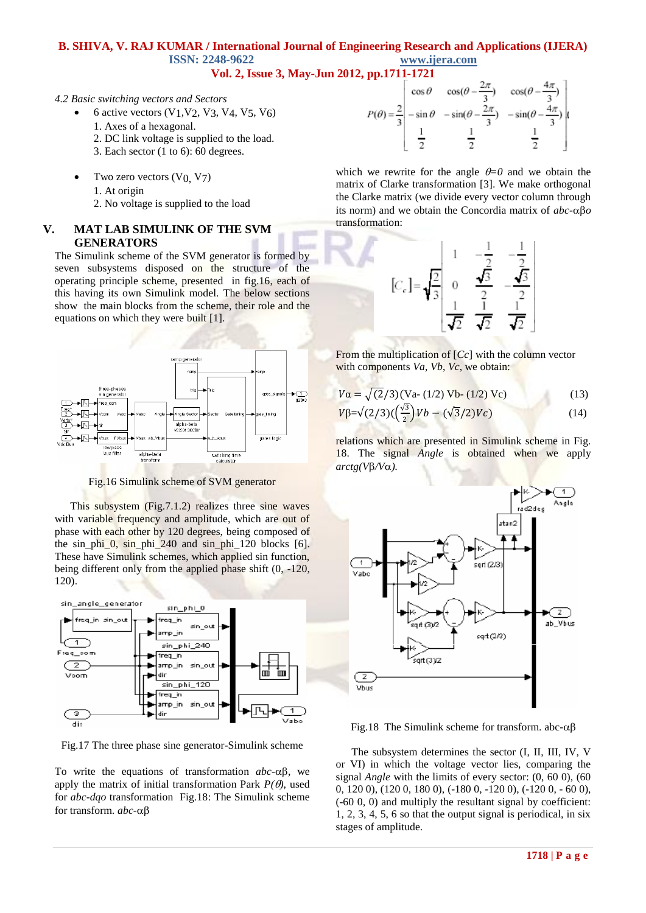*4.2 Basic switching vectors and Sectors*

- 6 active vectors ($V_1$, $V_2$, $V_3$, $V_4$, $V_5$, $V_6$)
  1. Axes of a hexagonal.
  2. DC link voltage is supplied to the load.
  3. Each sector (1 to 6): 60 degrees.

- Two zero vectors ($V_0$, $V_7$)
  1. At origin
  2. No voltage is supplied to the load

## V. MAT LAB SIMULINK OF THE SVM GENERATORS

The Simulink scheme of the SVM generator is formed by seven subsystems disposed on the structure of the operating principle scheme, presented in fig.16, each of this having its own Simulink model. The below sections show the main blocks from the scheme, their role and the equations on which they were built [1].

Fig.16 Simulink scheme of SVM generator

This subsystem (Fig.7.1.2) realizes three sine waves with variable frequency and amplitude, which are out of phase with each other by 120 degrees, being composed of the sin_phi_0, sin_phi_240 and sin_phi_120 blocks [6]. These have Simulink schemes, which applied sin function, being different only from the applied phase shift (0, -120, 120).

Fig.17 The three phase sine generator-Simulink scheme

To write the equations of transformation *abc*-αβ, we apply the matrix of initial transformation Park $P(\theta)$, used for *abc-dqo* transformation Fig.18: The Simulink scheme for transform. *abc*-αβ

$$P(\theta) = \frac{2}{3}\begin{bmatrix} \cos\theta & \cos(\theta - \frac{2\pi}{3}) & \cos(\theta - \frac{4\pi}{3}) \\ -\sin\theta & -\sin(\theta - \frac{2\pi}{3}) & -\sin(\theta - \frac{4\pi}{3}) \\ \frac{1}{2} & \frac{1}{2} & \frac{1}{2} \end{bmatrix}$$

which we rewrite for the angle $\theta=0$ and we obtain the matrix of Clarke transformation [3]. We make orthogonal the Clarke matrix (we divide every vector column through its norm) and we obtain the Concordia matrix of *abc*-αβ*o* transformation:

$$[C_c] = \sqrt{\frac{2}{3}}\begin{bmatrix} 1 & -\frac{1}{2} & -\frac{1}{2} \\ 0 & \frac{\sqrt{3}}{2} & -\frac{\sqrt{3}}{2} \\ \frac{1}{\sqrt{2}} & \frac{1}{\sqrt{2}} & \frac{1}{\sqrt{2}} \end{bmatrix}$$

From the multiplication of [*Cc*] with the column vector with components *Va*, *Vb*, *Vc*, we obtain:

$$V\alpha = \sqrt{(2/3)}(Va - (1/2)\,Vb - (1/2)\,Vc) \qquad (13)$$

$$V\beta = \sqrt{(2/3)}\left(\left(\frac{\sqrt{3}}{2}\right)Vb - (\sqrt{3}/2)Vc\right) \qquad (14)$$

relations which are presented in Simulink scheme in Fig. 18. The signal *Angle* is obtained when we apply *arctg*($V\beta/V\alpha$).

Fig.18 The Simulink scheme for transform. abc-αβ

The subsystem determines the sector (I, II, III, IV, V or VI) in which the voltage vector lies, comparing the signal *Angle* with the limits of every sector: (0, 60 0), (60 0, 120 0), (120 0, 180 0), (-180 0, -120 0), (-120 0, - 60 0), (-60 0, 0) and multiply the resultant signal by coefficient: 1, 2, 3, 4, 5, 6 so that the output signal is periodical, in six stages of amplitude.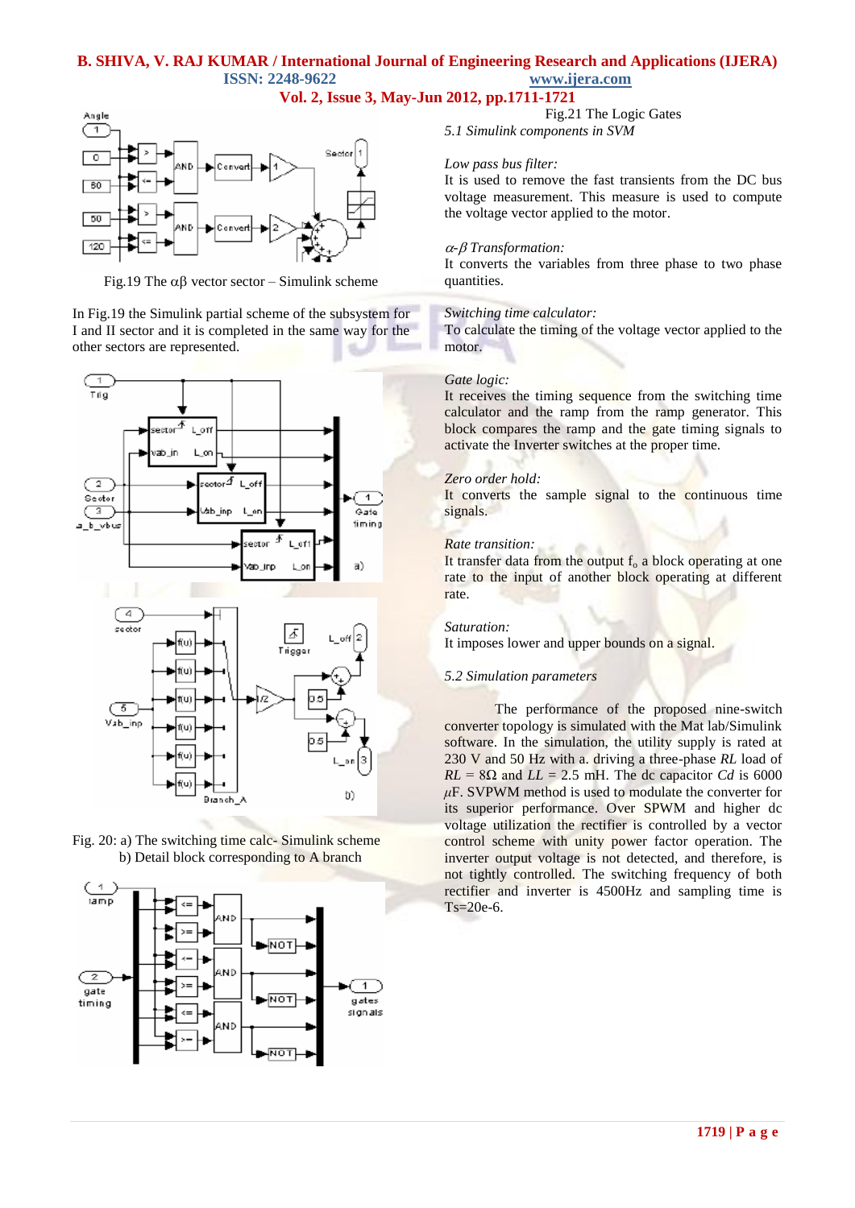Fig.19 The αβ vector sector – Simulink scheme

In Fig.19 the Simulink partial scheme of the subsystem for I and II sector and it is completed in the same way for the other sectors are represented.

Fig. 20: a) The switching time calc- Simulink scheme
b) Detail block corresponding to A branch

Fig.21 The Logic Gates

*5.1 Simulink components in SVM*

*Low pass bus filter:*
It is used to remove the fast transients from the DC bus voltage measurement. This measure is used to compute the voltage vector applied to the motor.

*$\alpha$-$\beta$ Transformation:*
It converts the variables from three phase to two phase quantities.

*Switching time calculator:*
To calculate the timing of the voltage vector applied to the motor.

*Gate logic:*
It receives the timing sequence from the switching time calculator and the ramp from the ramp generator. This block compares the ramp and the gate timing signals to activate the Inverter switches at the proper time.

*Zero order hold:*
It converts the sample signal to the continuous time signals.

*Rate transition:*
It transfer data from the output $f_o$ a block operating at one rate to the input of another block operating at different rate.

*Saturation:*
It imposes lower and upper bounds on a signal.

*5.2 Simulation parameters*

The performance of the proposed nine-switch converter topology is simulated with the Mat lab/Simulink software. In the simulation, the utility supply is rated at 230 V and 50 Hz with a. driving a three-phase *RL* load of *RL* = 8Ω and *LL* = 2.5 mH. The dc capacitor *Cd* is 6000 $\mu$F. SVPWM method is used to modulate the converter for its superior performance. Over SPWM and higher dc voltage utilization the rectifier is controlled by a vector control scheme with unity power factor operation. The inverter output voltage is not detected, and therefore, is not tightly controlled. The switching frequency of both rectifier and inverter is 4500Hz and sampling time is Ts=20e-6.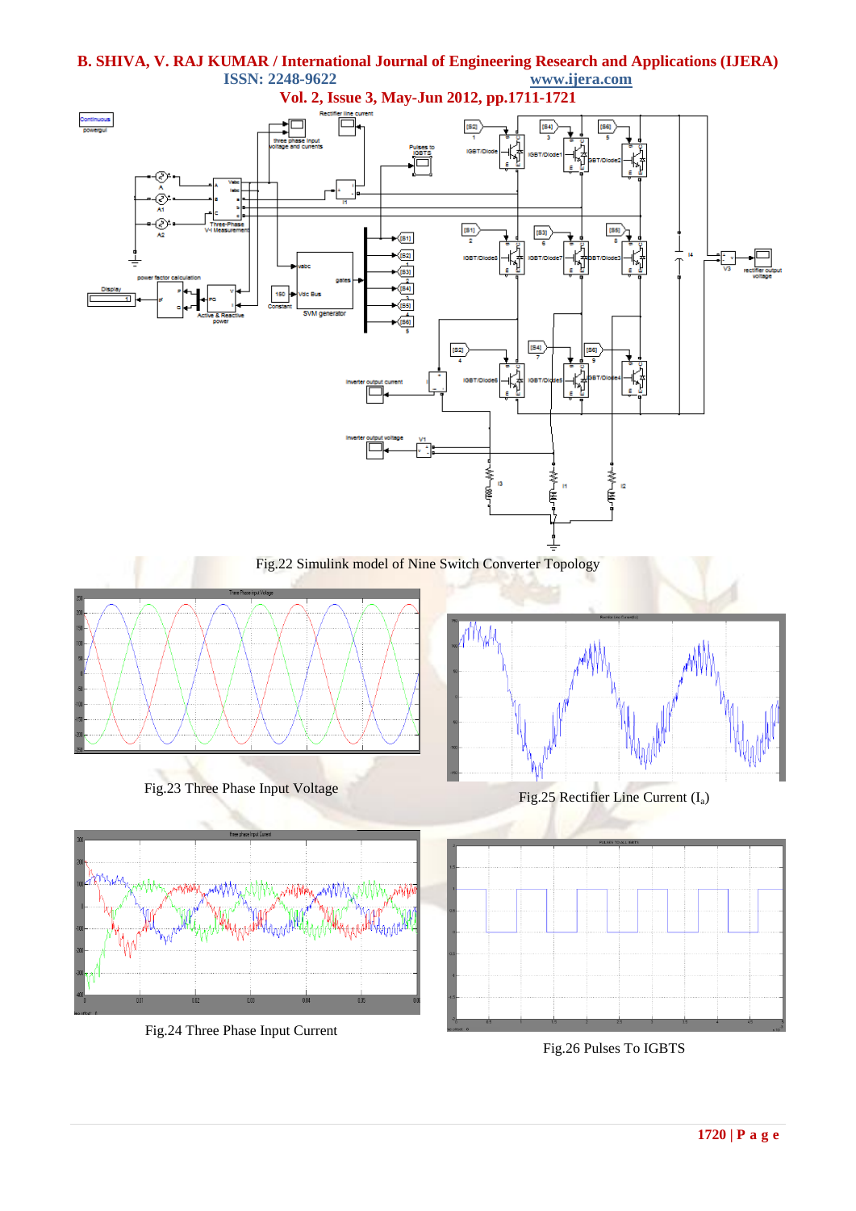Fig.22 Simulink model of Nine Switch Converter Topology

Fig.23 Three Phase Input Voltage

Fig.25 Rectifier Line Current ($I_a$)

Fig.24 Three Phase Input Current

Fig.26 Pulses To IGBTS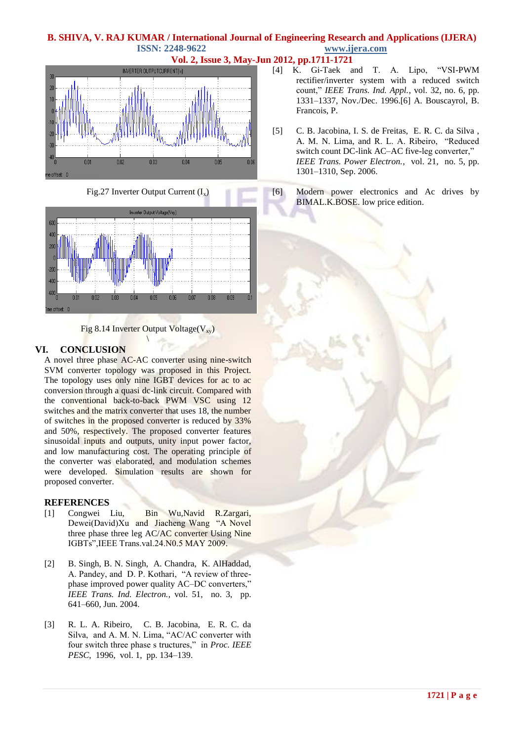INVERTER OUTPUTCURRENT(Ix)

30
20
10
0
-10
-20
-30
-40
0 0.01 0.02 0.03 0.04 0.05 0.06
me offset: 0

Fig.27 Inverter Output Current ($I_x$)

Inverter Output Voltage(Vxy)

600
400
200
0
-200
-400
-600
0 0.01 0.02 0.03 0.04 0.05 0.06 0.07 0.08 0.09 0.1
Time offset: 0

Fig 8.14 Inverter Output Voltage($V_{xy}$)

## VI. CONCLUSION

A novel three phase AC-AC converter using nine-switch SVM converter topology was proposed in this Project. The topology uses only nine IGBT devices for ac to ac conversion through a quasi dc-link circuit. Compared with the conventional back-to-back PWM VSC using 12 switches and the matrix converter that uses 18, the number of switches in the proposed converter is reduced by 33% and 50%, respectively. The proposed converter features sinusoidal inputs and outputs, unity input power factor, and low manufacturing cost. The operating principle of the converter was elaborated, and modulation schemes were developed. Simulation results are shown for proposed converter.

## REFERENCES

[1] Congwei Liu, Bin Wu,Navid R.Zargari, Dewei(David)Xu and Jiacheng Wang "A Novel three phase three leg AC/AC converter Using Nine IGBTs",IEEE Trans.val.24.N0.5 MAY 2009.

[2] B. Singh, B. N. Singh, A. Chandra, K. AlHaddad, A. Pandey, and D. P. Kothari, "A review of three-phase improved power quality AC–DC converters," *IEEE Trans. Ind. Electron.*, vol. 51, no. 3, pp. 641–660, Jun. 2004.

[3] R. L. A. Ribeiro, C. B. Jacobina, E. R. C. da Silva, and A. M. N. Lima, "AC/AC converter with four switch three phase s tructures," in *Proc. IEEE PESC*, 1996, vol. 1, pp. 134–139.

[4] K. Gi-Taek and T. A. Lipo, "VSI-PWM rectifier/inverter system with a reduced switch count," *IEEE Trans. Ind. Appl.*, vol. 32, no. 6, pp. 1331–1337, Nov./Dec. 1996.[6] A. Bouscayrol, B. Francois, P.

[5] C. B. Jacobina, I. S. de Freitas, E. R. C. da Silva , A. M. N. Lima, and R. L. A. Ribeiro, "Reduced switch count DC-link AC–AC five-leg converter," *IEEE Trans. Power Electron.*, vol. 21, no. 5, pp. 1301–1310, Sep. 2006.

[6] Modern power electronics and Ac drives by BIMAL.K.BOSE. low price edition.